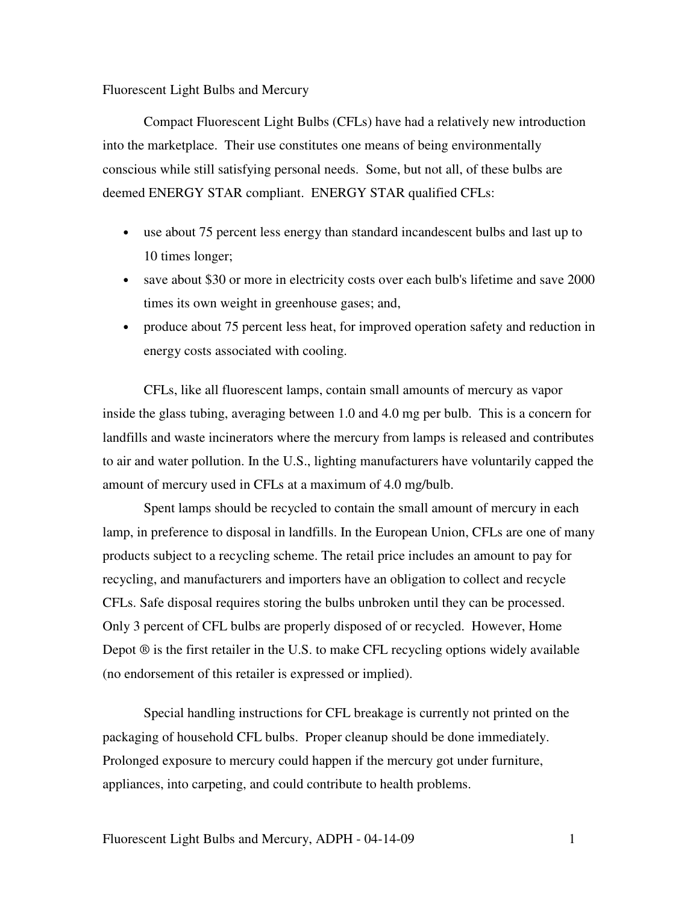# Fluorescent Light Bulbs and Mercury

Compact Fluorescent Light Bulbs (CFLs) have had a relatively new introduction into the marketplace. Their use constitutes one means of being environmentally conscious while still satisfying personal needs. Some, but not all, of these bulbs are deemed ENERGY STAR compliant. ENERGY STAR qualified CFLs:

- use about 75 percent less energy than standard incandescent bulbs and last up to 10 times longer;
- save about $30 or more in electricity costs over each bulb's lifetime and save 2000 times its own weight in greenhouse gases; and,
- produce about 75 percent less heat, for improved operation safety and reduction in energy costs associated with cooling.

CFLs, like all fluorescent lamps, contain small amounts of mercury as vapor inside the glass tubing, averaging between 1.0 and 4.0 mg per bulb. This is a concern for landfills and waste incinerators where the mercury from lamps is released and contributes to air and water pollution. In the U.S., lighting manufacturers have voluntarily capped the amount of mercury used in CFLs at a maximum of 4.0 mg/bulb.

Spent lamps should be recycled to contain the small amount of mercury in each lamp, in preference to disposal in landfills. In the European Union, CFLs are one of many products subject to a recycling scheme. The retail price includes an amount to pay for recycling, and manufacturers and importers have an obligation to collect and recycle CFLs. Safe disposal requires storing the bulbs unbroken until they can be processed. Only 3 percent of CFL bulbs are properly disposed of or recycled. However, Home Depot ® is the first retailer in the U.S. to make CFL recycling options widely available (no endorsement of this retailer is expressed or implied).

Special handling instructions for CFL breakage is currently not printed on the packaging of household CFL bulbs. Proper cleanup should be done immediately. Prolonged exposure to mercury could happen if the mercury got under furniture, appliances, into carpeting, and could contribute to health problems.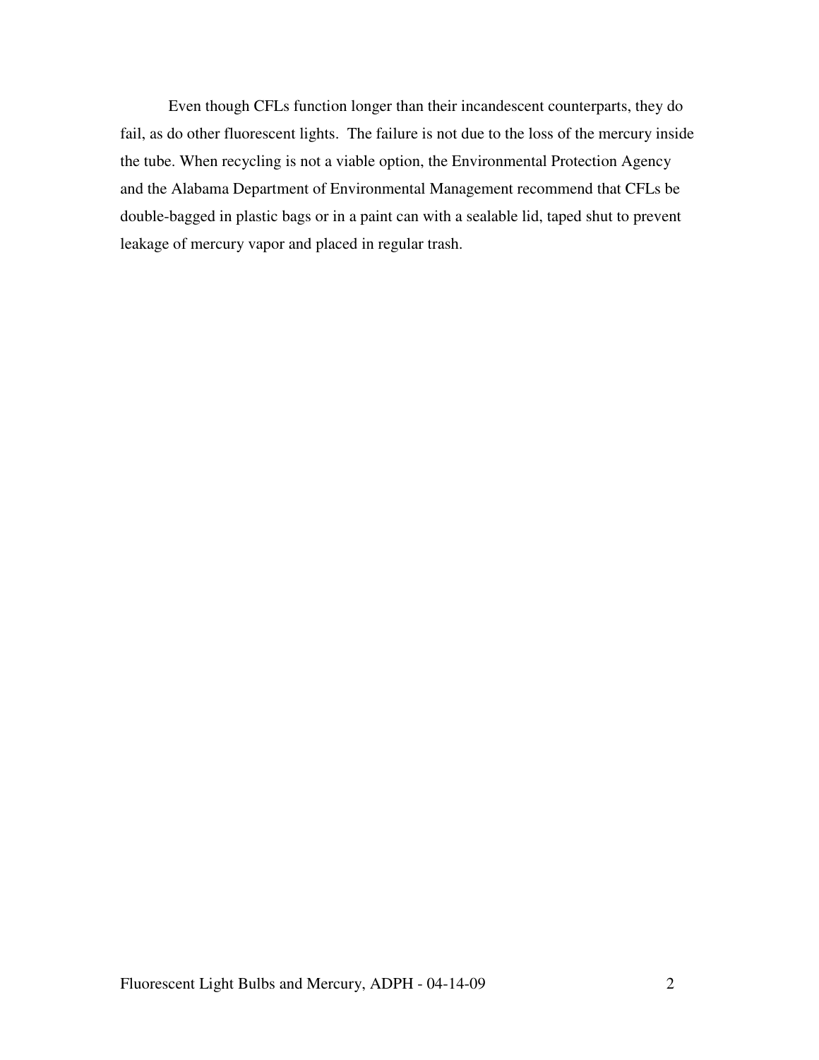Even though CFLs function longer than their incandescent counterparts, they do fail, as do other fluorescent lights. The failure is not due to the loss of the mercury inside the tube. When recycling is not a viable option, the Environmental Protection Agency and the Alabama Department of Environmental Management recommend that CFLs be double-bagged in plastic bags or in a paint can with a sealable lid, taped shut to prevent leakage of mercury vapor and placed in regular trash.